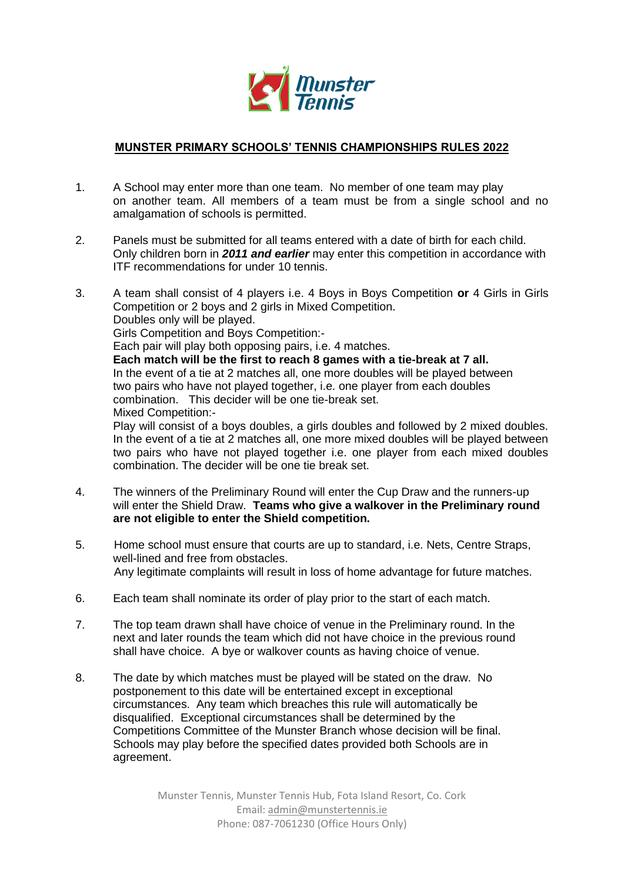# MUNSTER PRIMARY SCHOOLS' TENNIS CHAMPIONSHIPS RULES 2022

1. A School may enter more than one team. No member of one team may play on another team. All members of a team must be from a single school and no amalgamation of schools is permitted.

2. Panels must be submitted for all teams entered with a date of birth for each child. Only children born in ***2011 and earlier*** may enter this competition in accordance with ITF recommendations for under 10 tennis.

3. A team shall consist of 4 players i.e. 4 Boys in Boys Competition **or** 4 Girls in Girls Competition or 2 boys and 2 girls in Mixed Competition.
   Doubles only will be played.
   Girls Competition and Boys Competition:-
   Each pair will play both opposing pairs, i.e. 4 matches.
   **Each match will be the first to reach 8 games with a tie-break at 7 all.**
   In the event of a tie at 2 matches all, one more doubles will be played between two pairs who have not played together, i.e. one player from each doubles combination. This decider will be one tie-break set.
   Mixed Competition:-
   Play will consist of a boys doubles, a girls doubles and followed by 2 mixed doubles. In the event of a tie at 2 matches all, one more mixed doubles will be played between two pairs who have not played together i.e. one player from each mixed doubles combination. The decider will be one tie break set.

4. The winners of the Preliminary Round will enter the Cup Draw and the runners-up will enter the Shield Draw. **Teams who give a walkover in the Preliminary round are not eligible to enter the Shield competition.**

5. Home school must ensure that courts are up to standard, i.e. Nets, Centre Straps, well-lined and free from obstacles.
   Any legitimate complaints will result in loss of home advantage for future matches.

6. Each team shall nominate its order of play prior to the start of each match.

7. The top team drawn shall have choice of venue in the Preliminary round. In the next and later rounds the team which did not have choice in the previous round shall have choice. A bye or walkover counts as having choice of venue.

8. The date by which matches must be played will be stated on the draw. No postponement to this date will be entertained except in exceptional circumstances. Any team which breaches this rule will automatically be disqualified. Exceptional circumstances shall be determined by the Competitions Committee of the Munster Branch whose decision will be final. Schools may play before the specified dates provided both Schools are in agreement.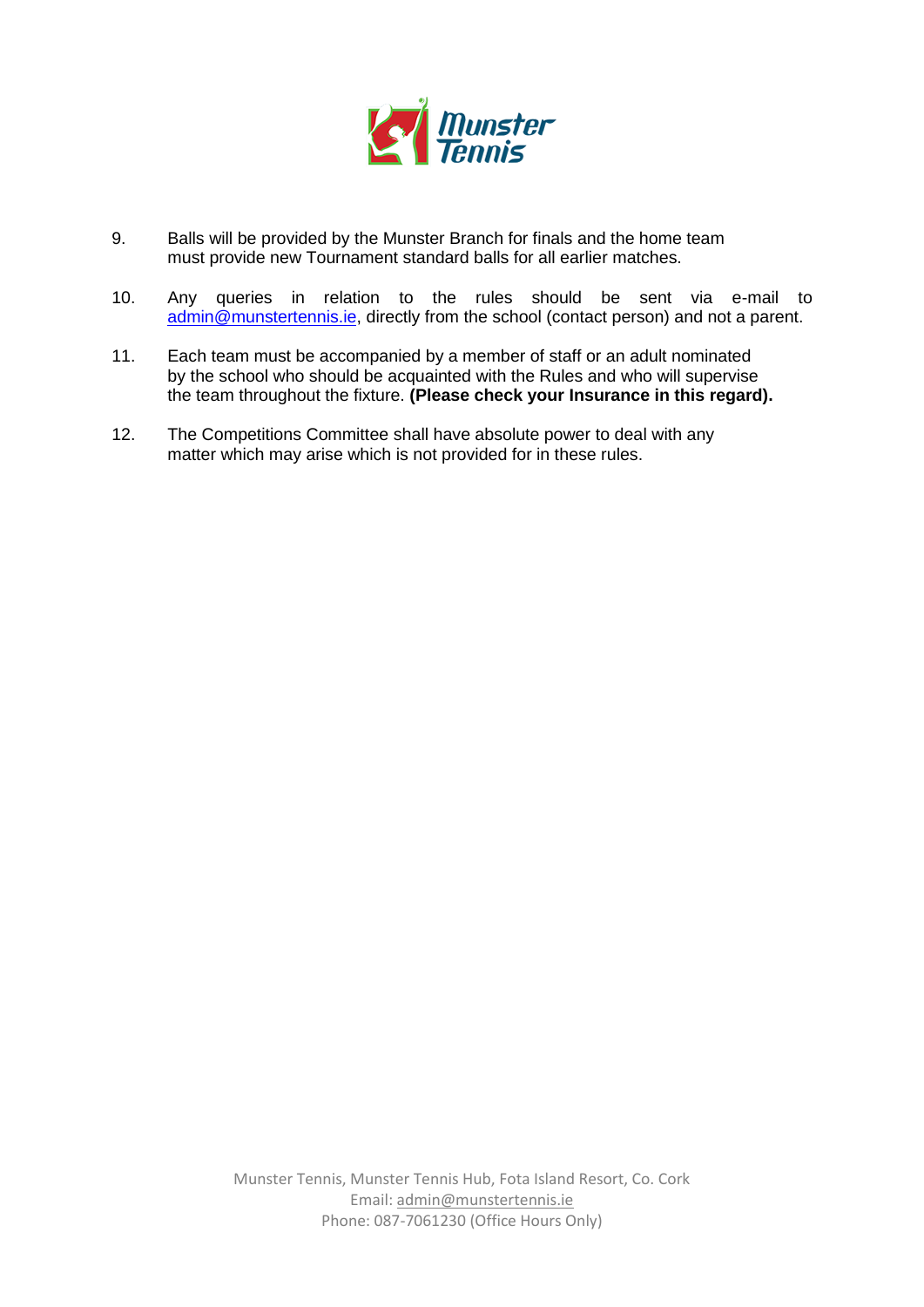9. Balls will be provided by the Munster Branch for finals and the home team must provide new Tournament standard balls for all earlier matches.

10. Any queries in relation to the rules should be sent via e-mail to admin@munstertennis.ie, directly from the school (contact person) and not a parent.

11. Each team must be accompanied by a member of staff or an adult nominated by the school who should be acquainted with the Rules and who will supervise the team throughout the fixture. **(Please check your Insurance in this regard).**

12. The Competitions Committee shall have absolute power to deal with any matter which may arise which is not provided for in these rules.